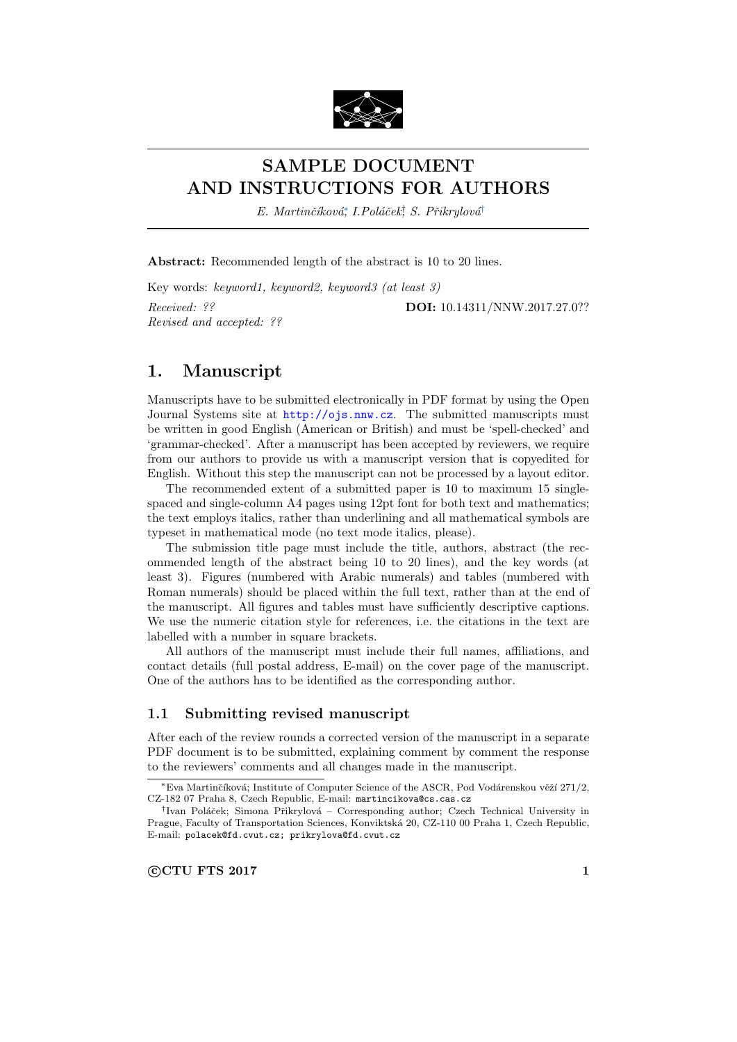# SAMPLE DOCUMENT AND INSTRUCTIONS FOR AUTHORS

*E. Martinčíková*[*], *I.Poláček*[†], *S. Přikrylová*[†]

**Abstract:** Recommended length of the abstract is 10 to 20 lines.

Key words: *keyword1, keyword2, keyword3 (at least 3)*

*Received: ??*
*Revised and accepted: ??*

**DOI:** 10.14311/NNW.2017.27.0??

## 1. Manuscript

Manuscripts have to be submitted electronically in PDF format by using the Open Journal Systems site at http://ojs.nnw.cz. The submitted manuscripts must be written in good English (American or British) and must be 'spell-checked' and 'grammar-checked'. After a manuscript has been accepted by reviewers, we require from our authors to provide us with a manuscript version that is copyedited for English. Without this step the manuscript can not be processed by a layout editor.

The recommended extent of a submitted paper is 10 to maximum 15 single-spaced and single-column A4 pages using 12pt font for both text and mathematics; the text employs italics, rather than underlining and all mathematical symbols are typeset in mathematical mode (no text mode italics, please).

The submission title page must include the title, authors, abstract (the recommended length of the abstract being 10 to 20 lines), and the key words (at least 3). Figures (numbered with Arabic numerals) and tables (numbered with Roman numerals) should be placed within the full text, rather than at the end of the manuscript. All figures and tables must have sufficiently descriptive captions. We use the numeric citation style for references, i.e. the citations in the text are labelled with a number in square brackets.

All authors of the manuscript must include their full names, affiliations, and contact details (full postal address, E-mail) on the cover page of the manuscript. One of the authors has to be identified as the corresponding author.

### 1.1 Submitting revised manuscript

After each of the review rounds a corrected version of the manuscript in a separate PDF document is to be submitted, explaining comment by comment the response to the reviewers' comments and all changes made in the manuscript.

---

[*] Eva Martinčíková; Institute of Computer Science of the ASCR, Pod Vodárenskou věží 271/2, CZ-182 07 Praha 8, Czech Republic, E-mail: martincikova@cs.cas.cz

[†] Ivan Poláček; Simona Přikrylová – Corresponding author; Czech Technical University in Prague, Faculty of Transportation Sciences, Konviktská 20, CZ-110 00 Praha 1, Czech Republic, E-mail: polacek@fd.cvut.cz; prikrylova@fd.cvut.cz

©CTU FTS 2017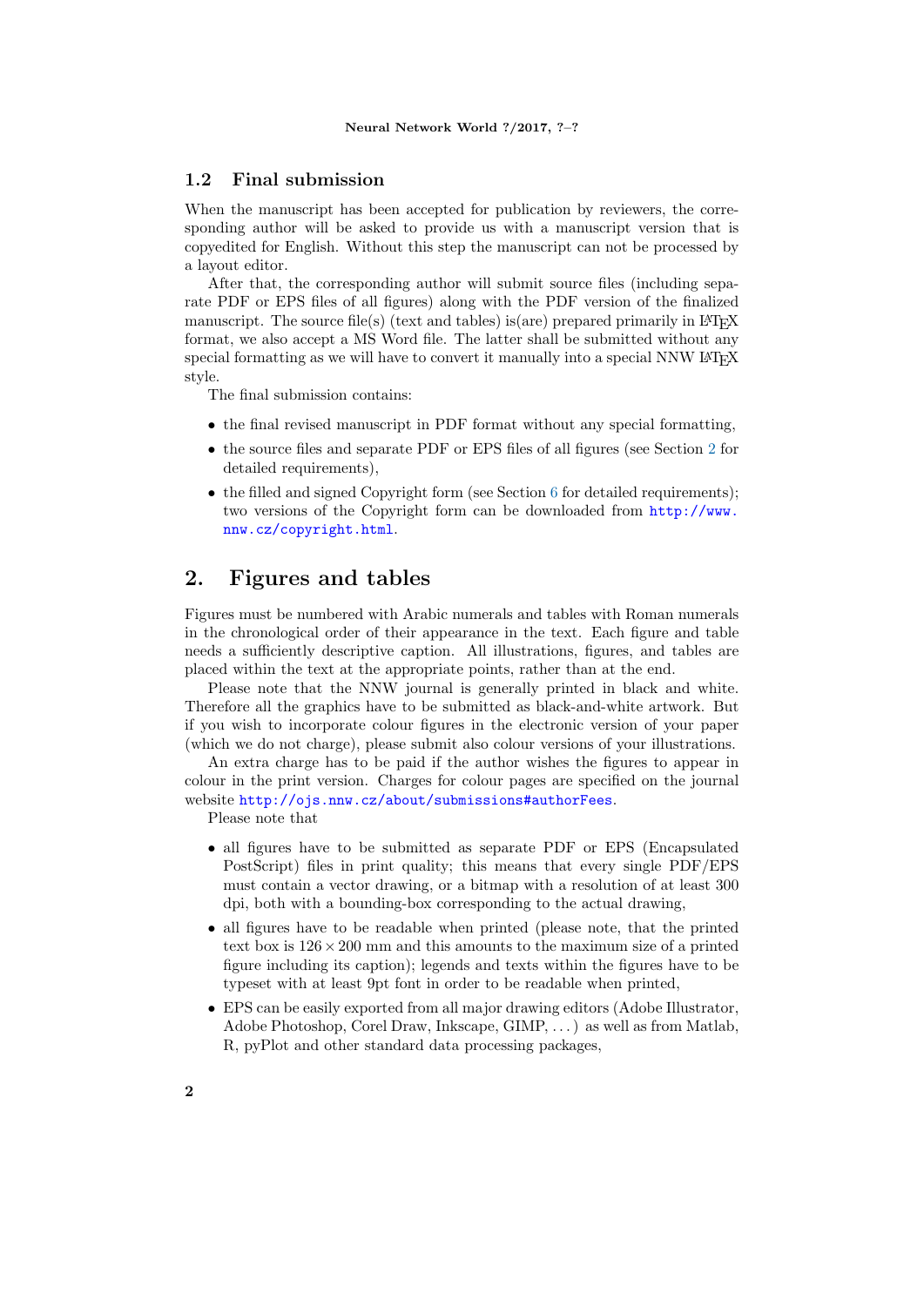### 1.2 Final submission

When the manuscript has been accepted for publication by reviewers, the corresponding author will be asked to provide us with a manuscript version that is copyedited for English. Without this step the manuscript can not be processed by a layout editor.

After that, the corresponding author will submit source files (including separate PDF or EPS files of all figures) along with the PDF version of the finalized manuscript. The source file(s) (text and tables) is(are) prepared primarily in LaTeX format, we also accept a MS Word file. The latter shall be submitted without any special formatting as we will have to convert it manually into a special NNW LaTeX style.

The final submission contains:

- the final revised manuscript in PDF format without any special formatting,
- the source files and separate PDF or EPS files of all figures (see Section 2 for detailed requirements),
- the filled and signed Copyright form (see Section 6 for detailed requirements); two versions of the Copyright form can be downloaded from http://www.nnw.cz/copyright.html.

## 2. Figures and tables

Figures must be numbered with Arabic numerals and tables with Roman numerals in the chronological order of their appearance in the text. Each figure and table needs a sufficiently descriptive caption. All illustrations, figures, and tables are placed within the text at the appropriate points, rather than at the end.

Please note that the NNW journal is generally printed in black and white. Therefore all the graphics have to be submitted as black-and-white artwork. But if you wish to incorporate colour figures in the electronic version of your paper (which we do not charge), please submit also colour versions of your illustrations.

An extra charge has to be paid if the author wishes the figures to appear in colour in the print version. Charges for colour pages are specified on the journal website http://ojs.nnw.cz/about/submissions#authorFees.

Please note that

- all figures have to be submitted as separate PDF or EPS (Encapsulated PostScript) files in print quality; this means that every single PDF/EPS must contain a vector drawing, or a bitmap with a resolution of at least 300 dpi, both with a bounding-box corresponding to the actual drawing,
- all figures have to be readable when printed (please note, that the printed text box is $126 \times 200$ mm and this amounts to the maximum size of a printed figure including its caption); legends and texts within the figures have to be typeset with at least 9pt font in order to be readable when printed,
- EPS can be easily exported from all major drawing editors (Adobe Illustrator, Adobe Photoshop, Corel Draw, Inkscape, GIMP, ...) as well as from Matlab, R, pyPlot and other standard data processing packages,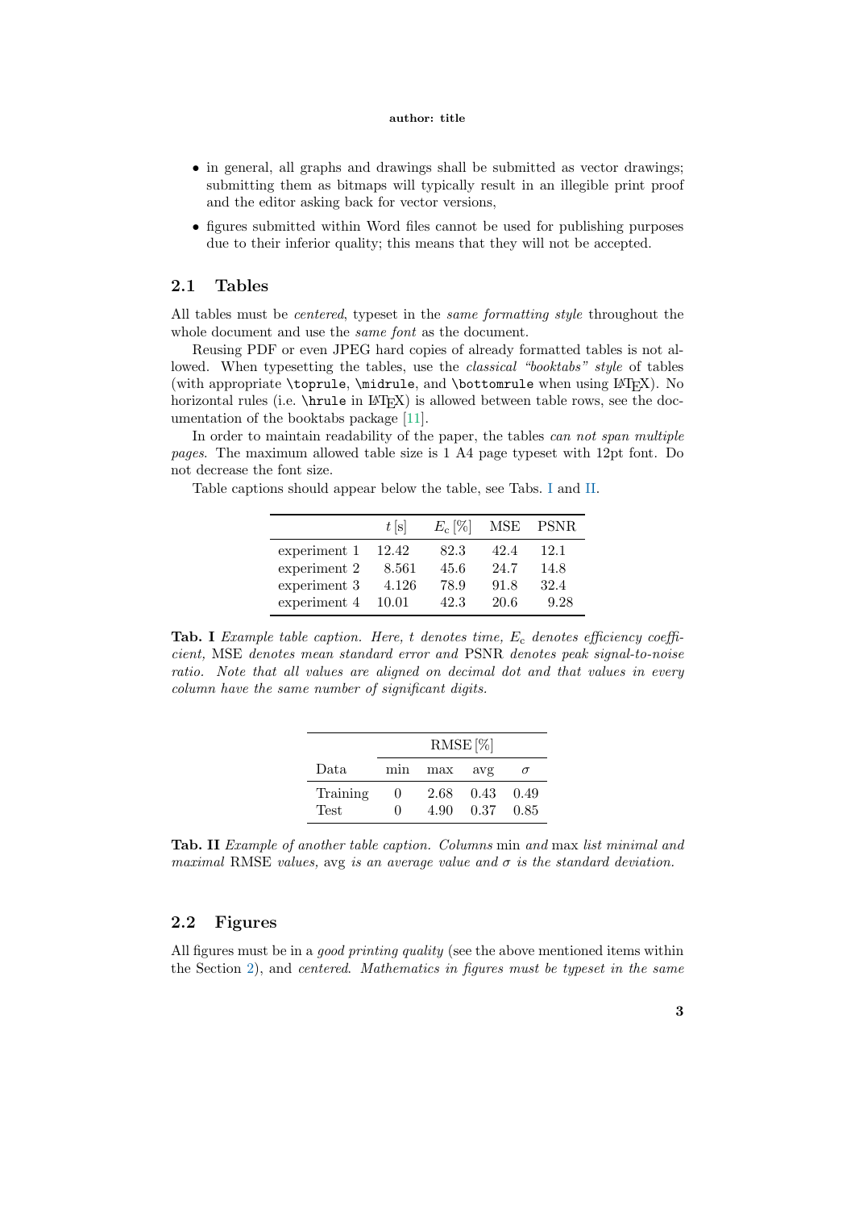- in general, all graphs and drawings shall be submitted as vector drawings; submitting them as bitmaps will typically result in an illegible print proof and the editor asking back for vector versions,
- figures submitted within Word files cannot be used for publishing purposes due to their inferior quality; this means that they will not be accepted.

## 2.1 Tables

All tables must be *centered*, typeset in the *same formatting style* throughout the whole document and use the *same font* as the document.

Reusing PDF or even JPEG hard copies of already formatted tables is not allowed. When typesetting the tables, use the *classical "booktabs" style* of tables (with appropriate `\toprule`, `\midrule`, and `\bottomrule` when using LaTeX). No horizontal rules (i.e. `\hrule` in LaTeX) is allowed between table rows, see the documentation of the booktabs package [11].

In order to maintain readability of the paper, the tables *can not span multiple pages*. The maximum allowed table size is 1 A4 page typeset with 12pt font. Do not decrease the font size.

Table captions should appear below the table, see Tabs. I and II.

| | $t$ [s] | $E_c$ [%] | MSE | PSNR |
|---|---|---|---|---|
| experiment 1 | 12.42 | 82.3 | 42.4 | 12.1 |
| experiment 2 | 8.561 | 45.6 | 24.7 | 14.8 |
| experiment 3 | 4.126 | 78.9 | 91.8 | 32.4 |
| experiment 4 | 10.01 | 42.3 | 20.6 | 9.28 |

**Tab. I** *Example table caption. Here, $t$ denotes time, $E_c$ denotes efficiency coefficient,* MSE *denotes mean standard error and* PSNR *denotes peak signal-to-noise ratio. Note that all values are aligned on decimal dot and that values in every column have the same number of significant digits.*

| | RMSE [%] | | | |
|---|---|---|---|---|
| Data | min | max | avg | $\sigma$ |
| Training | 0 | 2.68 | 0.43 | 0.49 |
| Test | 0 | 4.90 | 0.37 | 0.85 |

**Tab. II** *Example of another table caption. Columns* min *and* max *list minimal and maximal* RMSE *values,* avg *is an average value and $\sigma$ is the standard deviation.*

## 2.2 Figures

All figures must be in a *good printing quality* (see the above mentioned items within the Section 2), and *centered*. *Mathematics in figures must be typeset in the same*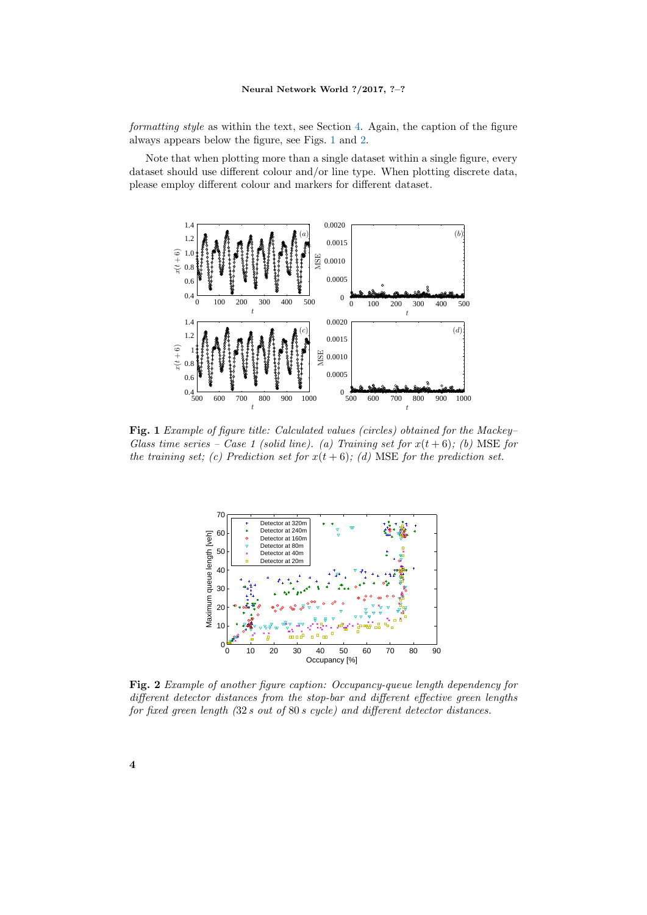*formatting style* as within the text, see Section 4. Again, the caption of the figure always appears below the figure, see Figs. 1 and 2.

Note that when plotting more than a single dataset within a single figure, every dataset should use different colour and/or line type. When plotting discrete data, please employ different colour and markers for different dataset.

**Fig. 1** *Example of figure title: Calculated values (circles) obtained for the Mackey–Glass time series – Case 1 (solid line). (a) Training set for $x(t+6)$; (b)* MSE *for the training set; (c) Prediction set for $x(t+6)$; (d)* MSE *for the prediction set.*

**Fig. 2** *Example of another figure caption: Occupancy-queue length dependency for different detector distances from the stop-bar and different effective green lengths for fixed green length (32 s out of 80 s cycle) and different detector distances.*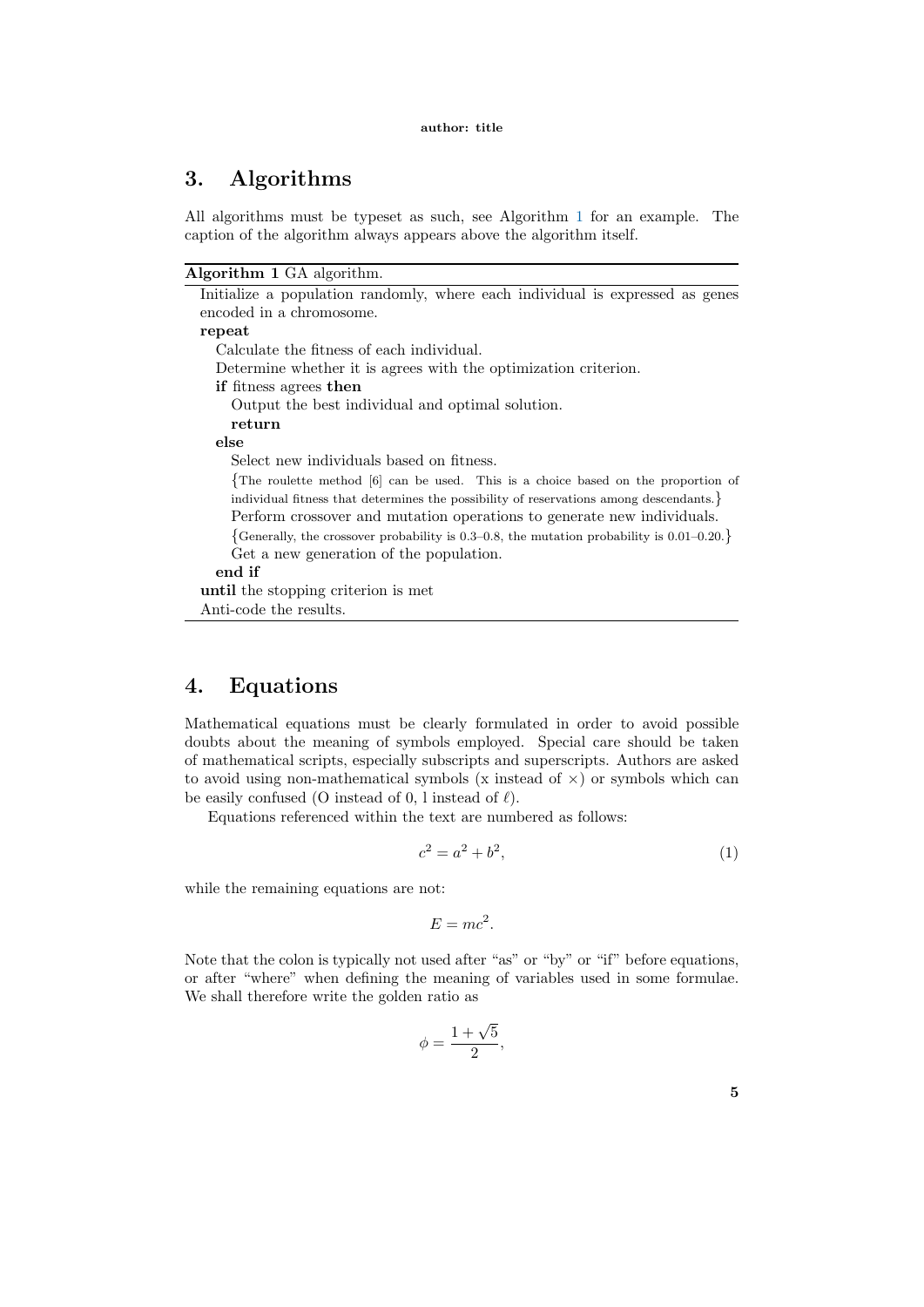## 3. Algorithms

All algorithms must be typeset as such, see Algorithm 1 for an example. The caption of the algorithm always appears above the algorithm itself.

**Algorithm 1** GA algorithm.

```
Initialize a population randomly, where each individual is expressed as genes
encoded in a chromosome.
repeat
  Calculate the fitness of each individual.
  Determine whether it is agrees with the optimization criterion.
  if fitness agrees then
    Output the best individual and optimal solution.
    return
  else
    Select new individuals based on fitness.
    {The roulette method [6] can be used. This is a choice based on the proportion of
    individual fitness that determines the possibility of reservations among descendants.}
    Perform crossover and mutation operations to generate new individuals.
    {Generally, the crossover probability is 0.3–0.8, the mutation probability is 0.01–0.20.}
    Get a new generation of the population.
  end if
until the stopping criterion is met
Anti-code the results.
```

## 4. Equations

Mathematical equations must be clearly formulated in order to avoid possible doubts about the meaning of symbols employed. Special care should be taken of mathematical scripts, especially subscripts and superscripts. Authors are asked to avoid using non-mathematical symbols (x instead of $\times$) or symbols which can be easily confused (O instead of 0, l instead of $\ell$).

Equations referenced within the text are numbered as follows:

$$c^2 = a^2 + b^2, \tag{1}$$

while the remaining equations are not:

$$E = mc^2.$$

Note that the colon is typically not used after "as" or "by" or "if" before equations, or after "where" when defining the meaning of variables used in some formulae. We shall therefore write the golden ratio as

$$\phi = \frac{1 + \sqrt{5}}{2},$$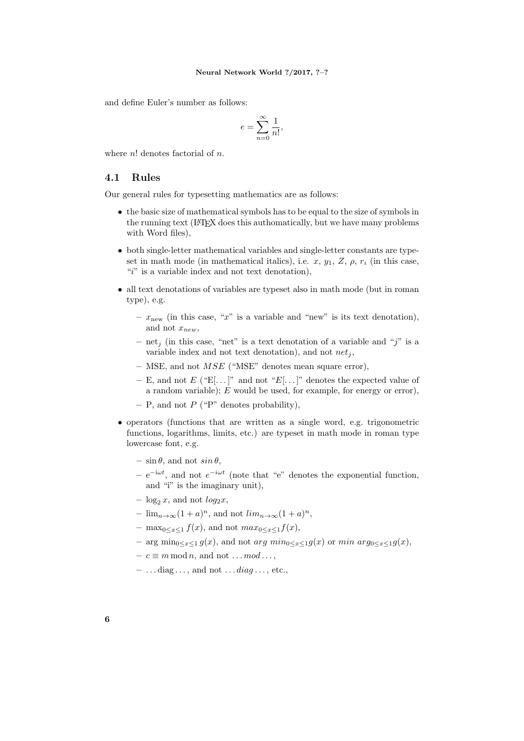and define Euler's number as follows:

$$e = \sum_{n=0}^{\infty} \frac{1}{n!},$$

where $n!$ denotes factorial of $n$.

### 4.1 Rules

Our general rules for typesetting mathematics are as follows:

- the basic size of mathematical symbols has to be equal to the size of symbols in the running text (LaTeX does this authomatically, but we have many problems with Word files),
- both single-letter mathematical variables and single-letter constants are typeset in math mode (in mathematical italics), i.e. $x$, $y_1$, $Z$, $\rho$, $r_i$ (in this case, "$i$" is a variable index and not text denotation),
- all text denotations of variables are typeset also in math mode (but in roman type), e.g.
  - $x_{\mathrm{new}}$ (in this case, "$x$" is a variable and "new" is its text denotation), and not $x_{new}$,
  - $\mathrm{net}_j$ (in this case, "net" is a text denotation of a variable and "$j$" is a variable index and not text denotation), and not $net_j$,
  - MSE, and not $MSE$ ("MSE" denotes mean square error),
  - E, and not $E$ ("E[...]" and not "$E$[...]" denotes the expected value of a random variable); $E$ would be used, for example, for energy or error),
  - P, and not $P$ ("P" denotes probability),
- operators (functions that are written as a single word, e.g. trigonometric functions, logarithms, limits, etc.) are typeset in math mode in roman type lowercase font, e.g.
  - $\sin\theta$, and not $sin\,\theta$,
  - $\mathrm{e}^{-\mathrm{i}\omega t}$, and not $e^{-i\omega t}$ (note that "e" denotes the exponential function, and "i" is the imaginary unit),
  - $\log_2 x$, and not $log_2 x$,
  - $\lim_{n\to\infty}(1+a)^n$, and not $lim_{n\to\infty}(1+a)^n$,
  - $\max_{0\le x\le 1} f(x)$, and not $max_{0\le x\le 1} f(x)$,
  - $\arg\min_{0\le x\le 1} g(x)$, and not $arg\ min_{0\le x\le 1} g(x)$ or $min\ arg_{0\le x\le 1} g(x)$,
  - $c \equiv m \bmod n$, and not $\dots mod \dots$,
  - $\dots \mathrm{diag} \dots$, and not $\dots diag \dots$, etc.,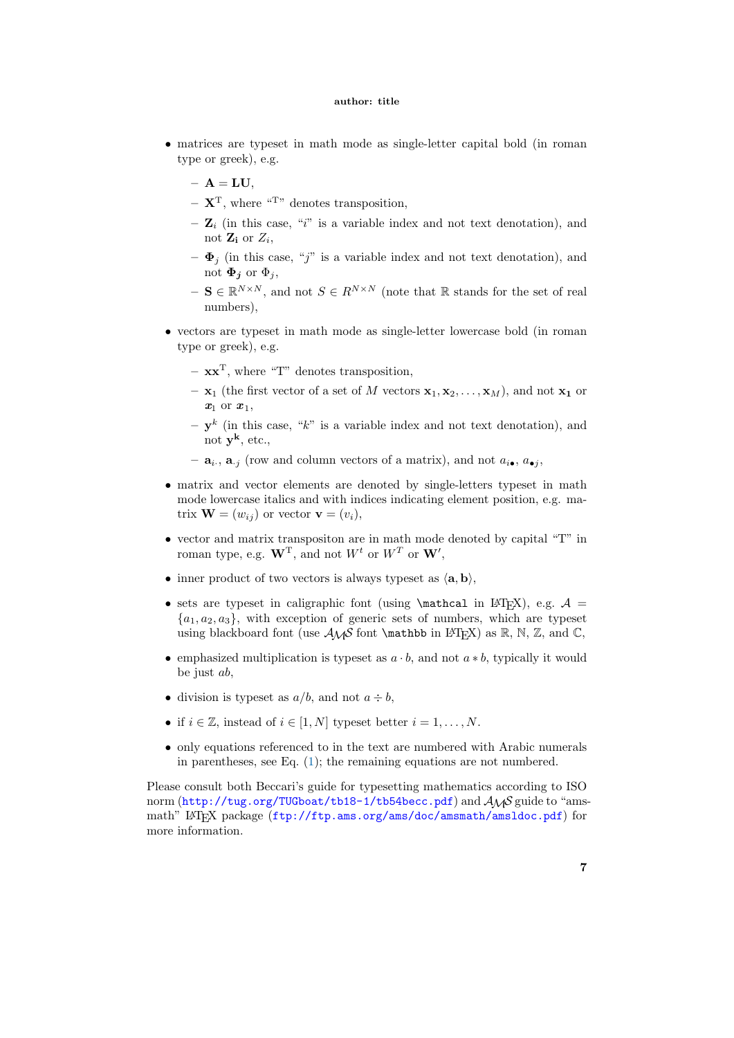- matrices are typeset in math mode as single-letter capital bold (in roman type or greek), e.g.
  - $\mathbf{A} = \mathbf{LU}$,
  - $\mathbf{X}^{\mathrm{T}}$, where "$^{\mathrm{T}}$" denotes transposition,
  - $\mathbf{Z}_i$ (in this case, "$i$" is a variable index and not text denotation), and not $\mathbf{Z}_{\mathbf{i}}$ or $Z_i$,
  - $\mathbf{\Phi}_j$ (in this case, "$j$" is a variable index and not text denotation), and not $\mathbf{\Phi}_{\boldsymbol{j}}$ or $\Phi_j$,
  - $\mathbf{S} \in \mathbb{R}^{N \times N}$, and not $S \in R^{N \times N}$ (note that $\mathbb{R}$ stands for the set of real numbers),
- vectors are typeset in math mode as single-letter lowercase bold (in roman type or greek), e.g.
  - $\mathbf{x}\mathbf{x}^{\mathrm{T}}$, where "T" denotes transposition,
  - $\mathbf{x}_1$ (the first vector of a set of $M$ vectors $\mathbf{x}_1, \mathbf{x}_2, \ldots, \mathbf{x}_M$), and not $\mathbf{x}_{\mathbf{1}}$ or $\boldsymbol{x}_1$ or $\boldsymbol{x}_1$,
  - $\mathbf{y}^k$ (in this case, "$k$" is a variable index and not text denotation), and not $\mathbf{y}^{\mathbf{k}}$, etc.,
  - $\mathbf{a}_{i\cdot}$, $\mathbf{a}_{\cdot j}$ (row and column vectors of a matrix), and not $a_{i\bullet}$, $a_{\bullet j}$,
- matrix and vector elements are denoted by single-letters typeset in math mode lowercase italics and with indices indicating element position, e.g. matrix $\mathbf{W} = (w_{ij})$ or vector $\mathbf{v} = (v_i)$,
- vector and matrix transpositon are in math mode denoted by capital "T" in roman type, e.g. $\mathbf{W}^{\mathrm{T}}$, and not $W^t$ or $W^T$ or $\mathbf{W}'$,
- inner product of two vectors is always typeset as $\langle \mathbf{a}, \mathbf{b} \rangle$,
- sets are typeset in caligraphic font (using `\mathcal` in LaTeX), e.g. $\mathcal{A} = \{a_1, a_2, a_3\}$, with exception of generic sets of numbers, which are typeset using blackboard font (use AMS font `\mathbb` in LaTeX) as $\mathbb{R}$, $\mathbb{N}$, $\mathbb{Z}$, and $\mathbb{C}$,
- emphasized multiplication is typeset as $a \cdot b$, and not $a * b$, typically it would be just $ab$,
- division is typeset as $a/b$, and not $a \div b$,
- if $i \in \mathbb{Z}$, instead of $i \in [1, N]$ typeset better $i = 1, \ldots, N$.
- only equations referenced to in the text are numbered with Arabic numerals in parentheses, see Eq. (1); the remaining equations are not numbered.

Please consult both Beccari's guide for typesetting mathematics according to ISO norm (http://tug.org/TUGboat/tb18-1/tb54becc.pdf) and AMS guide to "amsmath" LaTeX package (ftp://ftp.ams.org/ams/doc/amsmath/amsldoc.pdf) for more information.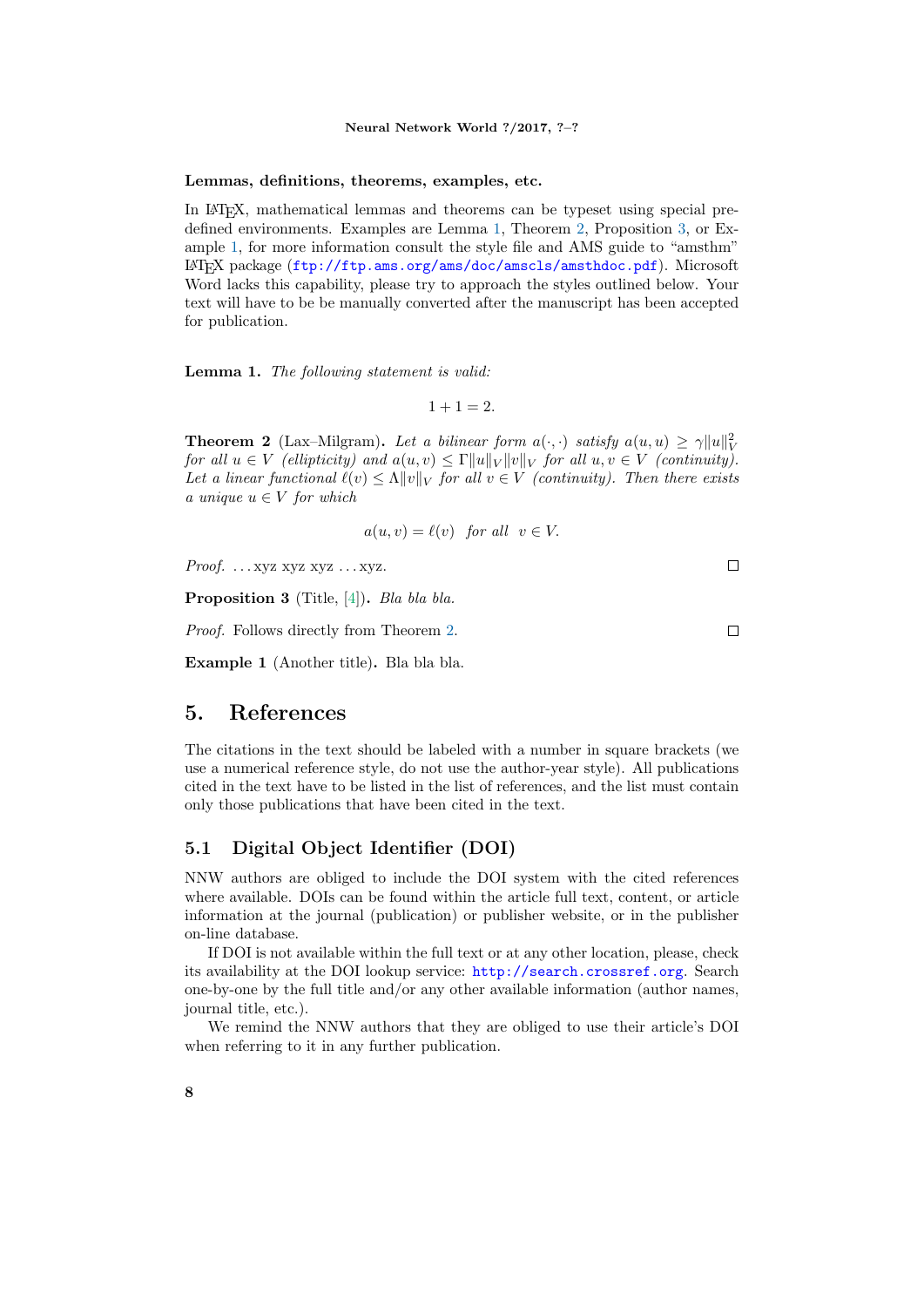**Lemmas, definitions, theorems, examples, etc.**

In LaTeX, mathematical lemmas and theorems can be typeset using special predefined environments. Examples are Lemma 1, Theorem 2, Proposition 3, or Example 1, for more information consult the style file and AMS guide to "amsthm" LaTeX package (ftp://ftp.ams.org/ams/doc/amscls/amsthdoc.pdf). Microsoft Word lacks this capability, please try to approach the styles outlined below. Your text will have to be be manually converted after the manuscript has been accepted for publication.

**Lemma 1.** *The following statement is valid:*

$$1 + 1 = 2.$$

**Theorem 2** (Lax–Milgram)**.** *Let a bilinear form $a(\cdot, \cdot)$ satisfy $a(u, u) \geq \gamma \|u\|_V^2$ for all $u \in V$ (ellipticity) and $a(u, v) \leq \Gamma \|u\|_V \|v\|_V$ for all $u, v \in V$ (continuity). Let a linear functional $\ell(v) \leq \Lambda \|v\|_V$ for all $v \in V$ (continuity). Then there exists a unique $u \in V$ for which*

$$a(u, v) = \ell(v) \quad \textit{for all} \quad v \in V.$$

*Proof.* ...xyz xyz xyz ...xyz. □

**Proposition 3** (Title, [4])**.** *Bla bla bla.*

*Proof.* Follows directly from Theorem 2. □

**Example 1** (Another title)**.** Bla bla bla.

# 5. References

The citations in the text should be labeled with a number in square brackets (we use a numerical reference style, do not use the author-year style). All publications cited in the text have to be listed in the list of references, and the list must contain only those publications that have been cited in the text.

## 5.1 Digital Object Identifier (DOI)

NNW authors are obliged to include the DOI system with the cited references where available. DOIs can be found within the article full text, content, or article information at the journal (publication) or publisher website, or in the publisher on-line database.

If DOI is not available within the full text or at any other location, please, check its availability at the DOI lookup service: http://search.crossref.org. Search one-by-one by the full title and/or any other available information (author names, journal title, etc.).

We remind the NNW authors that they are obliged to use their article's DOI when referring to it in any further publication.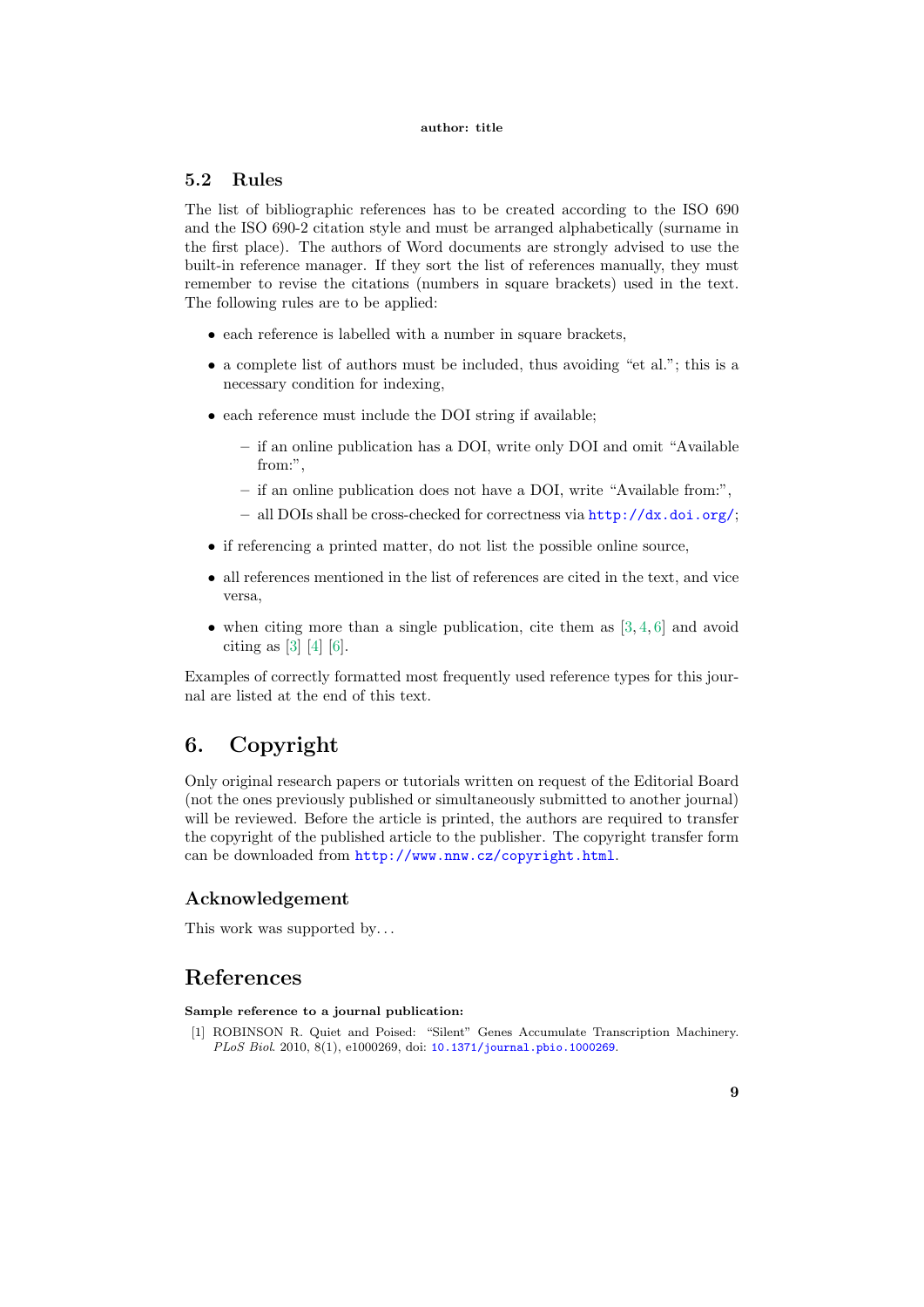### 5.2 Rules

The list of bibliographic references has to be created according to the ISO 690 and the ISO 690-2 citation style and must be arranged alphabetically (surname in the first place). The authors of Word documents are strongly advised to use the built-in reference manager. If they sort the list of references manually, they must remember to revise the citations (numbers in square brackets) used in the text. The following rules are to be applied:

- each reference is labelled with a number in square brackets,
- a complete list of authors must be included, thus avoiding "et al."; this is a necessary condition for indexing,
- each reference must include the DOI string if available;
  - if an online publication has a DOI, write only DOI and omit "Available from:",
  - if an online publication does not have a DOI, write "Available from:",
  - all DOIs shall be cross-checked for correctness via http://dx.doi.org/;
- if referencing a printed matter, do not list the possible online source,
- all references mentioned in the list of references are cited in the text, and vice versa,
- when citing more than a single publication, cite them as [3, 4, 6] and avoid citing as [3] [4] [6].

Examples of correctly formatted most frequently used reference types for this journal are listed at the end of this text.

## 6. Copyright

Only original research papers or tutorials written on request of the Editorial Board (not the ones previously published or simultaneously submitted to another journal) will be reviewed. Before the article is printed, the authors are required to transfer the copyright of the published article to the publisher. The copyright transfer form can be downloaded from http://www.nnw.cz/copyright.html.

### Acknowledgement

This work was supported by...

## References

**Sample reference to a journal publication:**

[1] ROBINSON R. Quiet and Poised: "Silent" Genes Accumulate Transcription Machinery. *PLoS Biol*. 2010, 8(1), e1000269, doi: 10.1371/journal.pbio.1000269.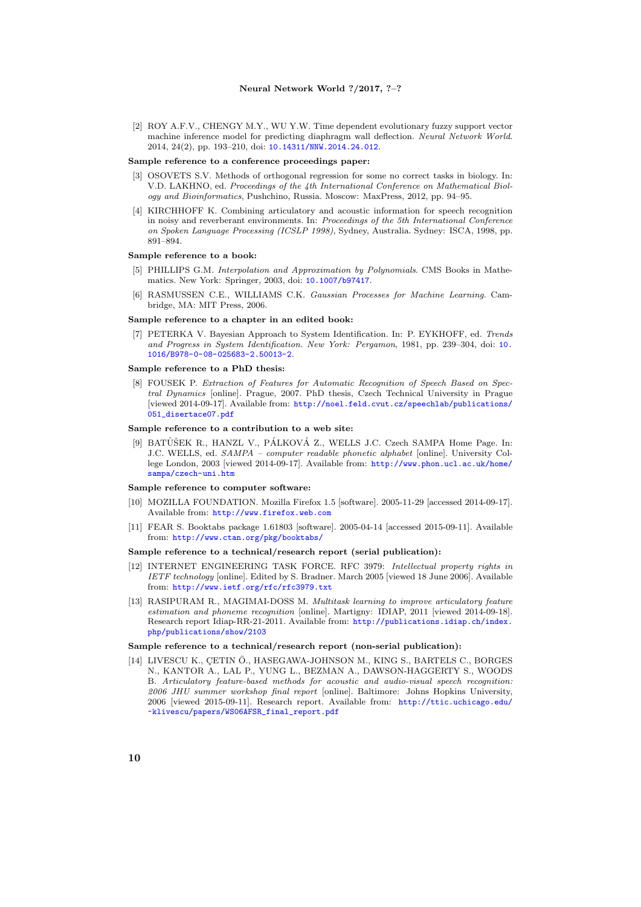[2] ROY A.F.V., CHENGY M.Y., WU Y.W. Time dependent evolutionary fuzzy support vector machine inference model for predicting diaphragm wall deflection. *Neural Network World*. 2014, 24(2), pp. 193–210, doi: 10.14311/NNW.2014.24.012.

**Sample reference to a conference proceedings paper:**

[3] OSOVETS S.V. Methods of orthogonal regression for some no correct tasks in biology. In: V.D. LAKHNO, ed. *Proceedings of the 4th International Conference on Mathematical Biology and Bioinformatics*, Pushchino, Russia. Moscow: MaxPress, 2012, pp. 94–95.

[4] KIRCHHOFF K. Combining articulatory and acoustic information for speech recognition in noisy and reverberant environments. In: *Proceedings of the 5th International Conference on Spoken Language Processing (ICSLP 1998)*, Sydney, Australia. Sydney: ISCA, 1998, pp. 891–894.

**Sample reference to a book:**

[5] PHILLIPS G.M. *Interpolation and Approximation by Polynomials*. CMS Books in Mathematics. New York: Springer, 2003, doi: 10.1007/b97417.

[6] RASMUSSEN C.E., WILLIAMS C.K. *Gaussian Processes for Machine Learning*. Cambridge, MA: MIT Press, 2006.

**Sample reference to a chapter in an edited book:**

[7] PETERKA V. Bayesian Approach to System Identification. In: P. EYKHOFF, ed. *Trends and Progress in System Identification. New York: Pergamon*, 1981, pp. 239–304, doi: 10.1016/B978-0-08-025683-2.50013-2.

**Sample reference to a PhD thesis:**

[8] FOUSEK P. *Extraction of Features for Automatic Recognition of Speech Based on Spectral Dynamics* [online]. Prague, 2007. PhD thesis, Czech Technical University in Prague [viewed 2014-09-17]. Available from: http://noel.feld.cvut.cz/speechlab/publications/051_disertace07.pdf

**Sample reference to a contribution to a web site:**

[9] BATŮŠEK R., HANZL V., PÁLKOVÁ Z., WELLS J.C. Czech SAMPA Home Page. In: J.C. WELLS, ed. *SAMPA – computer readable phonetic alphabet* [online]. University College London, 2003 [viewed 2014-09-17]. Available from: http://www.phon.ucl.ac.uk/home/sampa/czech-uni.htm

**Sample reference to computer software:**

[10] MOZILLA FOUNDATION. Mozilla Firefox 1.5 [software]. 2005-11-29 [accessed 2014-09-17]. Available from: http://www.firefox.web.com

[11] FEAR S. Booktabs package 1.61803 [software]. 2005-04-14 [accessed 2015-09-11]. Available from: http://www.ctan.org/pkg/booktabs/

**Sample reference to a technical/research report (serial publication):**

[12] INTERNET ENGINEERING TASK FORCE. RFC 3979: *Intellectual property rights in IETF technology* [online]. Edited by S. Bradner. March 2005 [viewed 18 June 2006]. Available from: http://www.ietf.org/rfc/rfc3979.txt

[13] RASIPURAM R., MAGIMAI-DOSS M. *Multitask learning to improve articulatory feature estimation and phoneme recognition* [online]. Martigny: IDIAP, 2011 [viewed 2014-09-18]. Research report Idiap-RR-21-2011. Available from: http://publications.idiap.ch/index.php/publications/show/2103

**Sample reference to a technical/research report (non-serial publication):**

[14] LIVESCU K., ÇETIN Ö., HASEGAWA-JOHNSON M., KING S., BARTELS C., BORGES N., KANTOR A., LAL P., YUNG L., BEZMAN A., DAWSON-HAGGERTY S., WOODS B. *Articulatory feature-based methods for acoustic and audio-visual speech recognition: 2006 JHU summer workshop final report* [online]. Baltimore: Johns Hopkins University, 2006 [viewed 2015-09-11]. Research report. Available from: http://ttic.uchicago.edu/~klivescu/papers/WS06AFSR_final_report.pdf